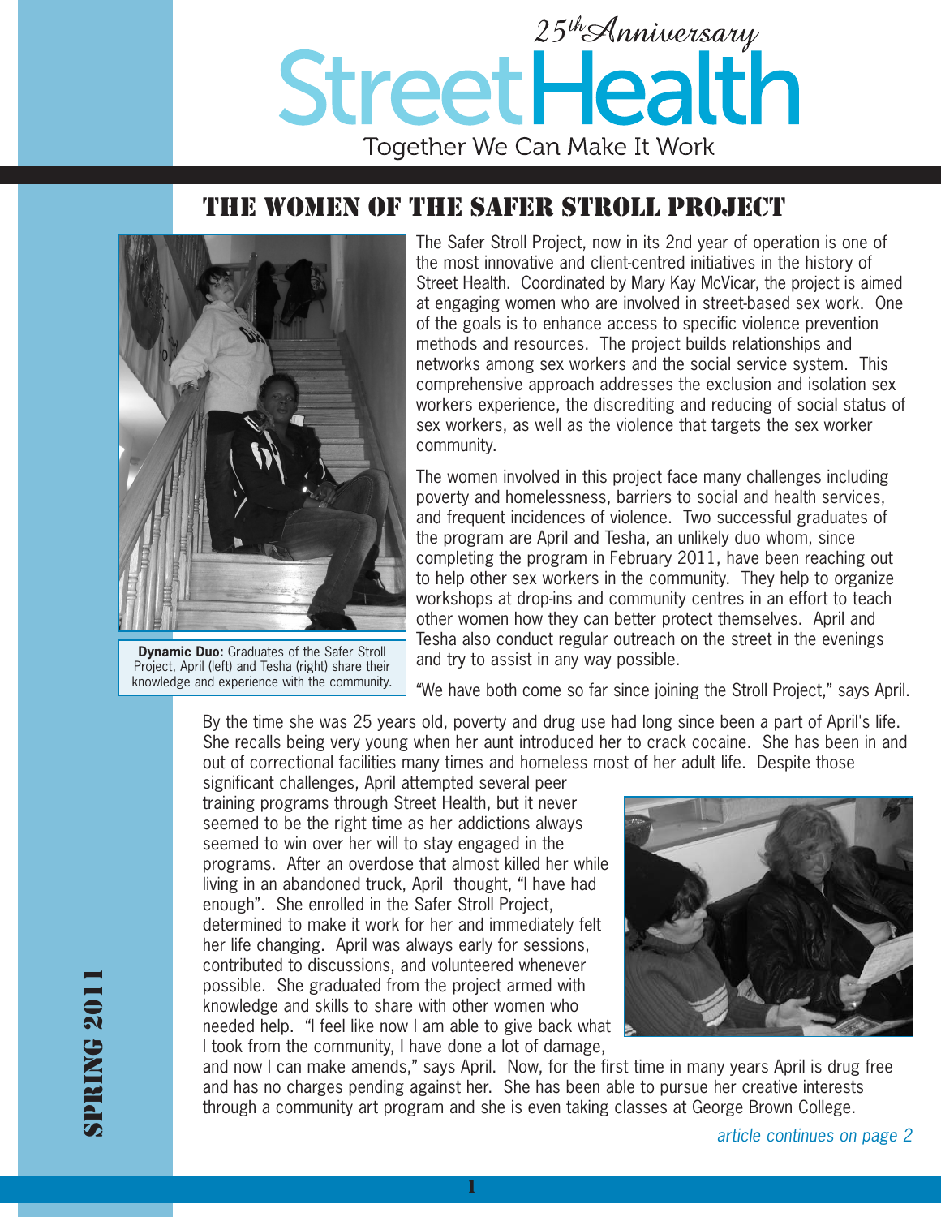25th Anniversary

# Street Health

Together We Can Make It Work

## THE WOMEN OF THE SAFER STROLL PROJECT

The Safer Stroll Project, now in its 2nd year of operation is one of the most innovative and client-centred initiatives in the history of Street Health. Coordinated by Mary Kay McVicar, the project is aimed at engaging women who are involved in street-based sex work. One of the goals is to enhance access to specific violence prevention methods and resources. The project builds relationships and networks among sex workers and the social service system. This comprehensive approach addresses the exclusion and isolation sex workers experience, the discrediting and reducing of social status of sex workers, as well as the violence that targets the sex worker community.

**Dynamic Duo:** Graduates of the Safer Stroll Project, April (left) and Tesha (right) share their knowledge and experience with the community.

The women involved in this project face many challenges including poverty and homelessness, barriers to social and health services, and frequent incidences of violence. Two successful graduates of the program are April and Tesha, an unlikely duo whom, since completing the program in February 2011, have been reaching out to help other sex workers in the community. They help to organize workshops at drop-ins and community centres in an effort to teach other women how they can better protect themselves. April and Tesha also conduct regular outreach on the street in the evenings and try to assist in any way possible.

"We have both come so far since joining the Stroll Project," says April.

By the time she was 25 years old, poverty and drug use had long since been a part of April's life. She recalls being very young when her aunt introduced her to crack cocaine. She has been in and out of correctional facilities many times and homeless most of her adult life. Despite those significant challenges, April attempted several peer training programs through Street Health, but it never seemed to be the right time as her addictions always seemed to win over her will to stay engaged in the programs. After an overdose that almost killed her while living in an abandoned truck, April thought, "I have had enough". She enrolled in the Safer Stroll Project, determined to make it work for her and immediately felt her life changing. April was always early for sessions, contributed to discussions, and volunteered whenever possible. She graduated from the project armed with knowledge and skills to share with other women who needed help. "I feel like now I am able to give back what I took from the community, I have done a lot of damage, and now I can make amends," says April. Now, for the first time in many years April is drug free and has no charges pending against her. She has been able to pursue her creative interests through a community art program and she is even taking classes at George Brown College.

*article continues on page 2*

SPRING 2011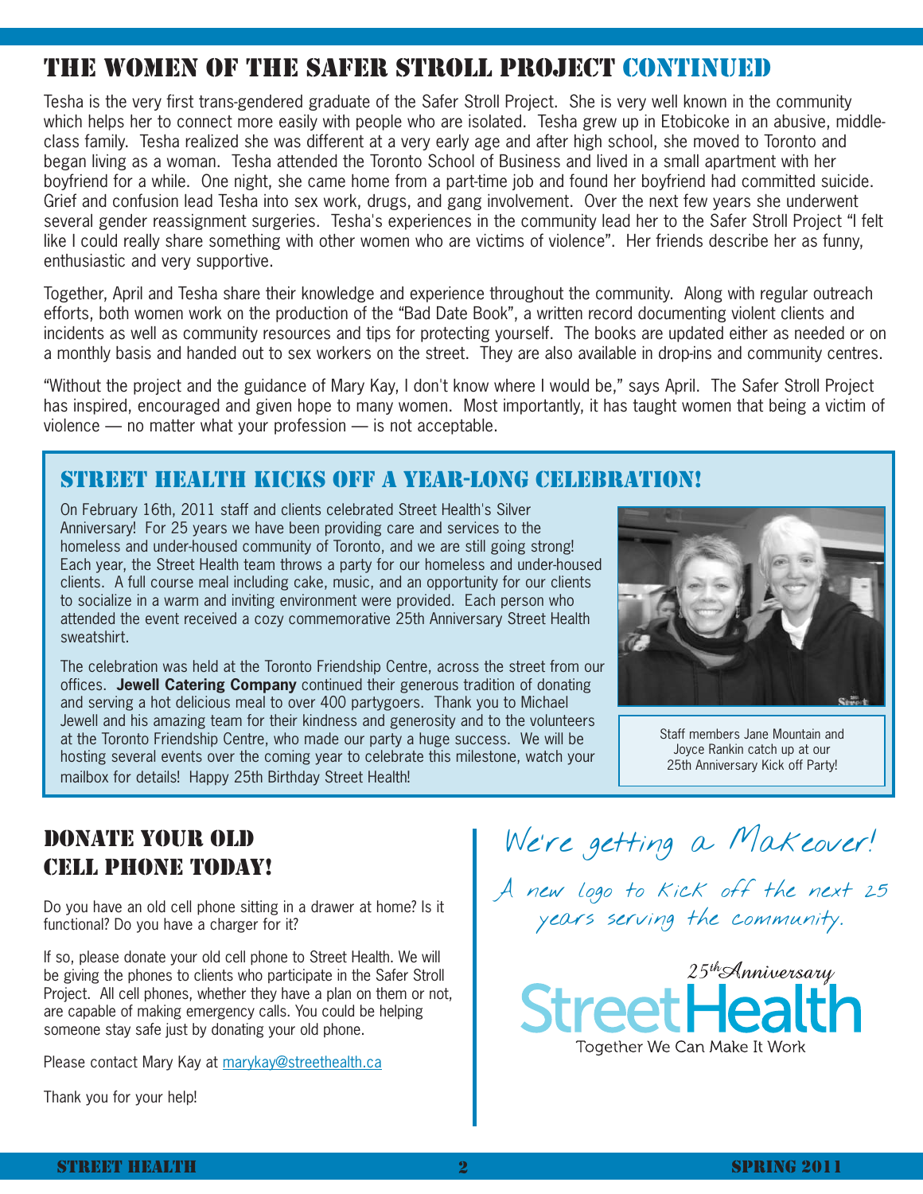# The Women of the Safer Stroll Project Continued

Tesha is the very first trans-gendered graduate of the Safer Stroll Project. She is very well known in the community which helps her to connect more easily with people who are isolated. Tesha grew up in Etobicoke in an abusive, middle-class family. Tesha realized she was different at a very early age and after high school, she moved to Toronto and began living as a woman. Tesha attended the Toronto School of Business and lived in a small apartment with her boyfriend for a while. One night, she came home from a part-time job and found her boyfriend had committed suicide. Grief and confusion lead Tesha into sex work, drugs, and gang involvement. Over the next few years she underwent several gender reassignment surgeries. Tesha's experiences in the community lead her to the Safer Stroll Project "I felt like I could really share something with other women who are victims of violence". Her friends describe her as funny, enthusiastic and very supportive.

Together, April and Tesha share their knowledge and experience throughout the community. Along with regular outreach efforts, both women work on the production of the "Bad Date Book", a written record documenting violent clients and incidents as well as community resources and tips for protecting yourself. The books are updated either as needed or on a monthly basis and handed out to sex workers on the street. They are also available in drop-ins and community centres.

"Without the project and the guidance of Mary Kay, I don't know where I would be," says April. The Safer Stroll Project has inspired, encouraged and given hope to many women. Most importantly, it has taught women that being a victim of violence — no matter what your profession — is not acceptable.

## Street Health Kicks Off a Year-Long Celebration!

On February 16th, 2011 staff and clients celebrated Street Health's Silver Anniversary! For 25 years we have been providing care and services to the homeless and under-housed community of Toronto, and we are still going strong! Each year, the Street Health team throws a party for our homeless and under-housed clients. A full course meal including cake, music, and an opportunity for our clients to socialize in a warm and inviting environment were provided. Each person who attended the event received a cozy commemorative 25th Anniversary Street Health sweatshirt.

The celebration was held at the Toronto Friendship Centre, across the street from our offices. **Jewell Catering Company** continued their generous tradition of donating and serving a hot delicious meal to over 400 partygoers. Thank you to Michael Jewell and his amazing team for their kindness and generosity and to the volunteers at the Toronto Friendship Centre, who made our party a huge success. We will be hosting several events over the coming year to celebrate this milestone, watch your mailbox for details! Happy 25th Birthday Street Health!

Staff members Jane Mountain and Joyce Rankin catch up at our 25th Anniversary Kick off Party!

## Donate Your Old Cell Phone Today!

Do you have an old cell phone sitting in a drawer at home? Is it functional? Do you have a charger for it?

If so, please donate your old cell phone to Street Health. We will be giving the phones to clients who participate in the Safer Stroll Project. All cell phones, whether they have a plan on them or not, are capable of making emergency calls. You could be helping someone stay safe just by donating your old phone.

Please contact Mary Kay at marykay@streethealth.ca

Thank you for your help!

## We're getting a Makeover!

A new logo to kick off the next 25 years serving the community.

25th Anniversary
StreetHealth
Together We Can Make It Work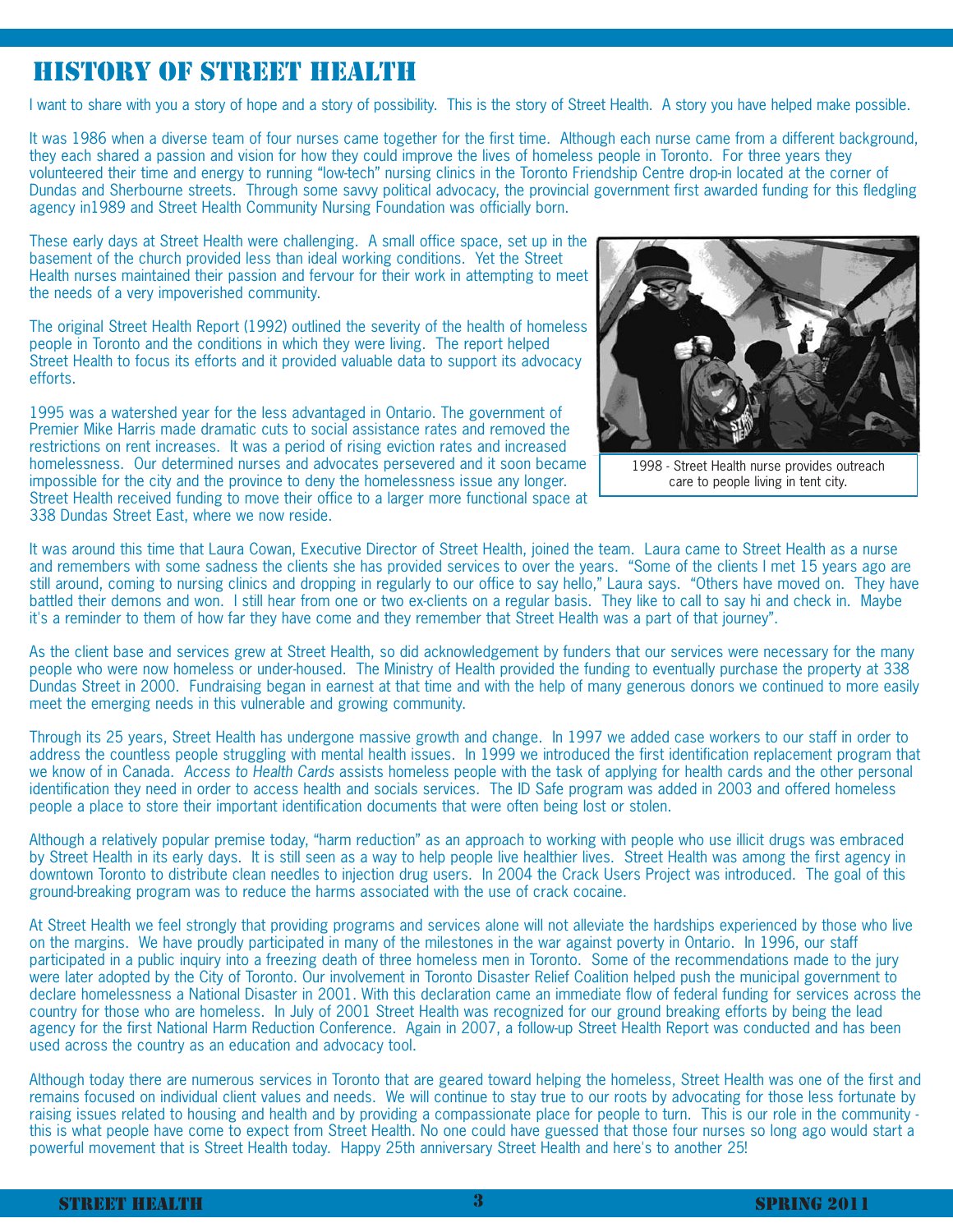# HISTORY OF STREET HEALTH

I want to share with you a story of hope and a story of possibility. This is the story of Street Health. A story you have helped make possible.

It was 1986 when a diverse team of four nurses came together for the first time. Although each nurse came from a different background, they each shared a passion and vision for how they could improve the lives of homeless people in Toronto. For three years they volunteered their time and energy to running "low-tech" nursing clinics in the Toronto Friendship Centre drop-in located at the corner of Dundas and Sherbourne streets. Through some savvy political advocacy, the provincial government first awarded funding for this fledgling agency in1989 and Street Health Community Nursing Foundation was officially born.

These early days at Street Health were challenging. A small office space, set up in the basement of the church provided less than ideal working conditions. Yet the Street Health nurses maintained their passion and fervour for their work in attempting to meet the needs of a very impoverished community.

The original Street Health Report (1992) outlined the severity of the health of homeless people in Toronto and the conditions in which they were living. The report helped Street Health to focus its efforts and it provided valuable data to support its advocacy efforts.

1995 was a watershed year for the less advantaged in Ontario. The government of Premier Mike Harris made dramatic cuts to social assistance rates and removed the restrictions on rent increases. It was a period of rising eviction rates and increased homelessness. Our determined nurses and advocates persevered and it soon became impossible for the city and the province to deny the homelessness issue any longer. Street Health received funding to move their office to a larger more functional space at 338 Dundas Street East, where we now reside.

1998 - Street Health nurse provides outreach care to people living in tent city.

It was around this time that Laura Cowan, Executive Director of Street Health, joined the team. Laura came to Street Health as a nurse and remembers with some sadness the clients she has provided services to over the years. "Some of the clients I met 15 years ago are still around, coming to nursing clinics and dropping in regularly to our office to say hello," Laura says. "Others have moved on. They have battled their demons and won. I still hear from one or two ex-clients on a regular basis. They like to call to say hi and check in. Maybe it's a reminder to them of how far they have come and they remember that Street Health was a part of that journey".

As the client base and services grew at Street Health, so did acknowledgement by funders that our services were necessary for the many people who were now homeless or under-housed. The Ministry of Health provided the funding to eventually purchase the property at 338 Dundas Street in 2000. Fundraising began in earnest at that time and with the help of many generous donors we continued to more easily meet the emerging needs in this vulnerable and growing community.

Through its 25 years, Street Health has undergone massive growth and change. In 1997 we added case workers to our staff in order to address the countless people struggling with mental health issues. In 1999 we introduced the first identification replacement program that we know of in Canada. *Access to Health Cards* assists homeless people with the task of applying for health cards and the other personal identification they need in order to access health and socials services. The ID Safe program was added in 2003 and offered homeless people a place to store their important identification documents that were often being lost or stolen.

Although a relatively popular premise today, "harm reduction" as an approach to working with people who use illicit drugs was embraced by Street Health in its early days. It is still seen as a way to help people live healthier lives. Street Health was among the first agency in downtown Toronto to distribute clean needles to injection drug users. In 2004 the Crack Users Project was introduced. The goal of this ground-breaking program was to reduce the harms associated with the use of crack cocaine.

At Street Health we feel strongly that providing programs and services alone will not alleviate the hardships experienced by those who live on the margins. We have proudly participated in many of the milestones in the war against poverty in Ontario. In 1996, our staff participated in a public inquiry into a freezing death of three homeless men in Toronto. Some of the recommendations made to the jury were later adopted by the City of Toronto. Our involvement in Toronto Disaster Relief Coalition helped push the municipal government to declare homelessness a National Disaster in 2001. With this declaration came an immediate flow of federal funding for services across the country for those who are homeless. In July of 2001 Street Health was recognized for our ground breaking efforts by being the lead agency for the first National Harm Reduction Conference. Again in 2007, a follow-up Street Health Report was conducted and has been used across the country as an education and advocacy tool.

Although today there are numerous services in Toronto that are geared toward helping the homeless, Street Health was one of the first and remains focused on individual client values and needs. We will continue to stay true to our roots by advocating for those less fortunate by raising issues related to housing and health and by providing a compassionate place for people to turn. This is our role in the community - this is what people have come to expect from Street Health. No one could have guessed that those four nurses so long ago would start a powerful movement that is Street Health today. Happy 25th anniversary Street Health and here's to another 25!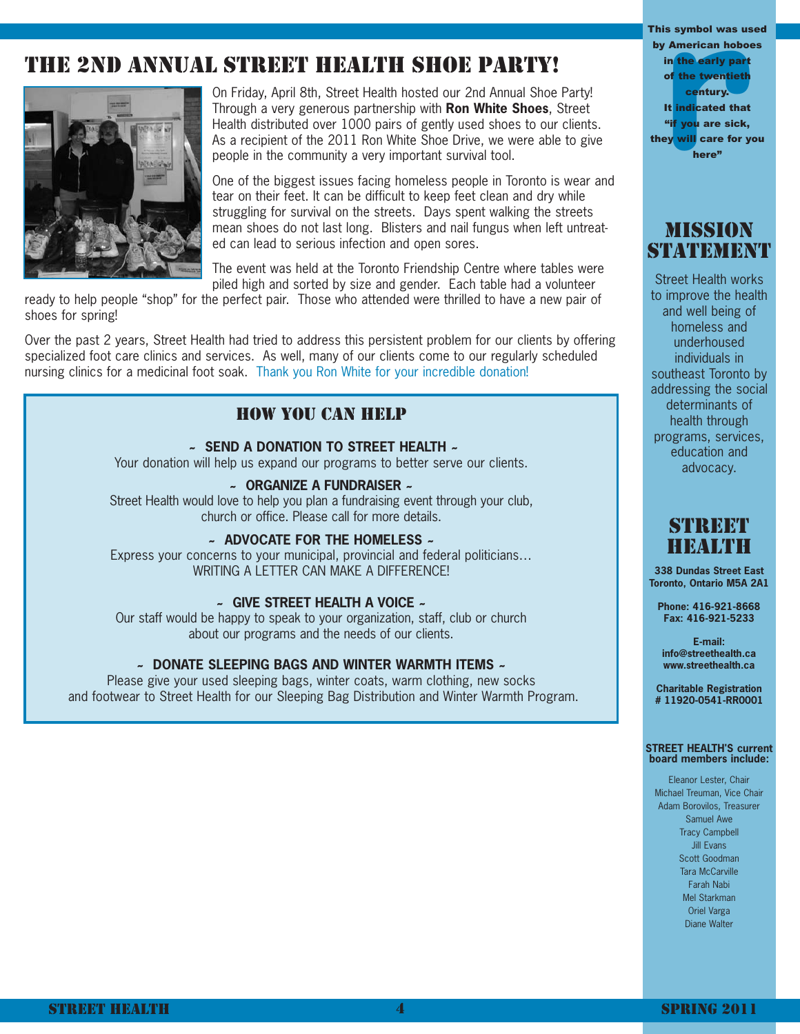# THE 2ND ANNUAL STREET HEALTH SHOE PARTY!

On Friday, April 8th, Street Health hosted our 2nd Annual Shoe Party! Through a very generous partnership with **Ron White Shoes**, Street Health distributed over 1000 pairs of gently used shoes to our clients. As a recipient of the 2011 Ron White Shoe Drive, we were able to give people in the community a very important survival tool.

One of the biggest issues facing homeless people in Toronto is wear and tear on their feet. It can be difficult to keep feet clean and dry while struggling for survival on the streets. Days spent walking the streets mean shoes do not last long. Blisters and nail fungus when left untreated can lead to serious infection and open sores.

The event was held at the Toronto Friendship Centre where tables were piled high and sorted by size and gender. Each table had a volunteer ready to help people "shop" for the perfect pair. Those who attended were thrilled to have a new pair of shoes for spring!

Over the past 2 years, Street Health had tried to address this persistent problem for our clients by offering specialized foot care clinics and services. As well, many of our clients come to our regularly scheduled nursing clinics for a medicinal foot soak. Thank you Ron White for your incredible donation!

## HOW YOU CAN HELP

**~ SEND A DONATION TO STREET HEALTH ~**
Your donation will help us expand our programs to better serve our clients.

**~ ORGANIZE A FUNDRAISER ~**
Street Health would love to help you plan a fundraising event through your club, church or office. Please call for more details.

**~ ADVOCATE FOR THE HOMELESS ~**
Express your concerns to your municipal, provincial and federal politicians… WRITING A LETTER CAN MAKE A DIFFERENCE!

**~ GIVE STREET HEALTH A VOICE ~**
Our staff would be happy to speak to your organization, staff, club or church about our programs and the needs of our clients.

**~ DONATE SLEEPING BAGS AND WINTER WARMTH ITEMS ~**
Please give your used sleeping bags, winter coats, warm clothing, new socks and footwear to Street Health for our Sleeping Bag Distribution and Winter Warmth Program.

**This symbol was used by American hoboes in the early part of the twentieth century. It indicated that "if you are sick, they will care for you here"**

## MISSION STATEMENT

Street Health works to improve the health and well being of homeless and underhoused individuals in southeast Toronto by addressing the social determinants of health through programs, services, education and advocacy.

## STREET HEALTH

**338 Dundas Street East**
**Toronto, Ontario M5A 2A1**

**Phone: 416-921-8668**
**Fax: 416-921-5233**

**E-mail:**
**info@streethealth.ca**
**www.streethealth.ca**

**Charitable Registration # 11920-0541-RR0001**

**STREET HEALTH'S current board members include:**

Eleanor Lester, Chair
Michael Treuman, Vice Chair
Adam Borovilos, Treasurer
Samuel Awe
Tracy Campbell
Jill Evans
Scott Goodman
Tara McCarville
Farah Nabi
Mel Starkman
Oriel Varga
Diane Walter